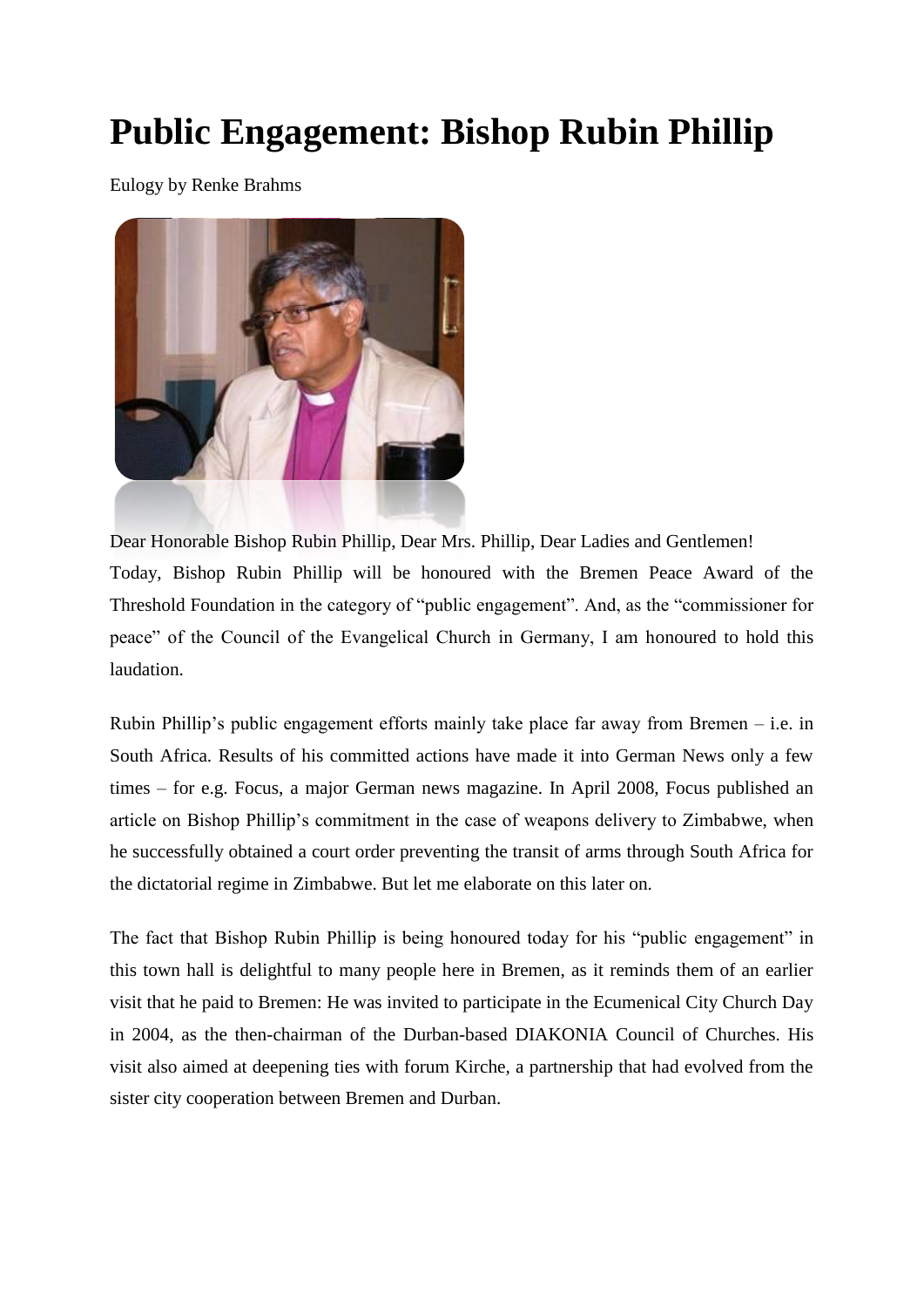# Public Engagement: Bishop Rubin Phillip

Eulogy by Renke Brahms

Dear Honorable Bishop Rubin Phillip, Dear Mrs. Phillip, Dear Ladies and Gentlemen!

Today, Bishop Rubin Phillip will be honoured with the Bremen Peace Award of the Threshold Foundation in the category of "public engagement". And, as the "commissioner for peace" of the Council of the Evangelical Church in Germany, I am honoured to hold this laudation.

Rubin Phillip's public engagement efforts mainly take place far away from Bremen – i.e. in South Africa. Results of his committed actions have made it into German News only a few times – for e.g. Focus, a major German news magazine. In April 2008, Focus published an article on Bishop Phillip's commitment in the case of weapons delivery to Zimbabwe, when he successfully obtained a court order preventing the transit of arms through South Africa for the dictatorial regime in Zimbabwe. But let me elaborate on this later on.

The fact that Bishop Rubin Phillip is being honoured today for his "public engagement" in this town hall is delightful to many people here in Bremen, as it reminds them of an earlier visit that he paid to Bremen: He was invited to participate in the Ecumenical City Church Day in 2004, as the then-chairman of the Durban-based DIAKONIA Council of Churches. His visit also aimed at deepening ties with forum Kirche, a partnership that had evolved from the sister city cooperation between Bremen and Durban.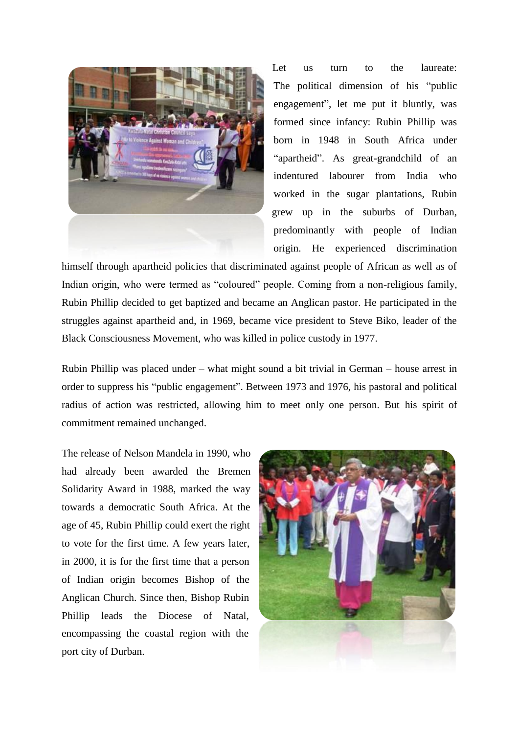Let us turn to the laureate: The political dimension of his "public engagement", let me put it bluntly, was formed since infancy: Rubin Phillip was born in 1948 in South Africa under "apartheid". As great-grandchild of an indentured labourer from India who worked in the sugar plantations, Rubin grew up in the suburbs of Durban, predominantly with people of Indian origin. He experienced discrimination himself through apartheid policies that discriminated against people of African as well as of Indian origin, who were termed as "coloured" people. Coming from a non-religious family, Rubin Phillip decided to get baptized and became an Anglican pastor. He participated in the struggles against apartheid and, in 1969, became vice president to Steve Biko, leader of the Black Consciousness Movement, who was killed in police custody in 1977.

Rubin Phillip was placed under – what might sound a bit trivial in German – house arrest in order to suppress his "public engagement". Between 1973 and 1976, his pastoral and political radius of action was restricted, allowing him to meet only one person. But his spirit of commitment remained unchanged.

The release of Nelson Mandela in 1990, who had already been awarded the Bremen Solidarity Award in 1988, marked the way towards a democratic South Africa. At the age of 45, Rubin Phillip could exert the right to vote for the first time. A few years later, in 2000, it is for the first time that a person of Indian origin becomes Bishop of the Anglican Church. Since then, Bishop Rubin Phillip leads the Diocese of Natal, encompassing the coastal region with the port city of Durban.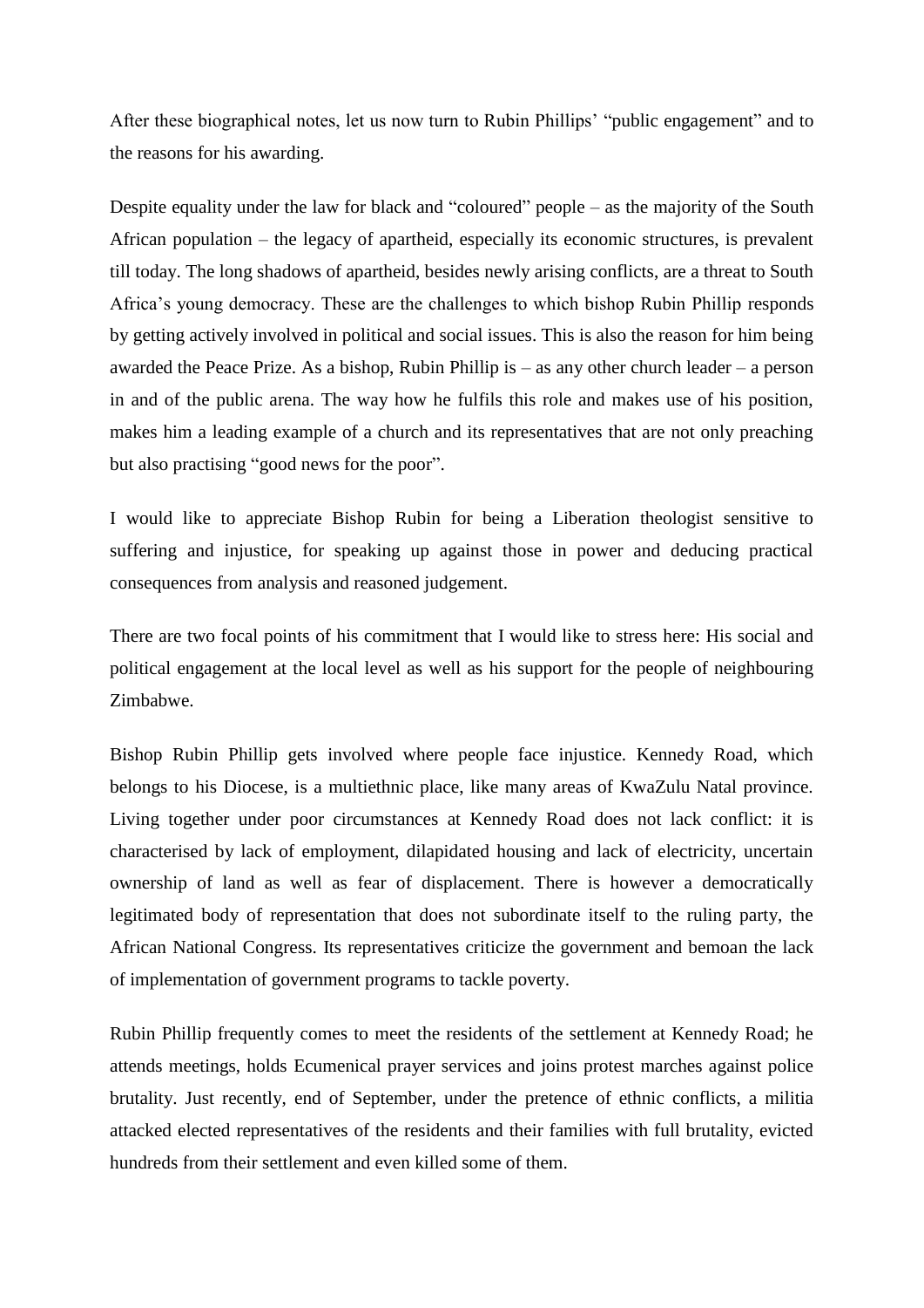After these biographical notes, let us now turn to Rubin Phillips' "public engagement" and to the reasons for his awarding.

Despite equality under the law for black and "coloured" people – as the majority of the South African population – the legacy of apartheid, especially its economic structures, is prevalent till today. The long shadows of apartheid, besides newly arising conflicts, are a threat to South Africa's young democracy. These are the challenges to which bishop Rubin Phillip responds by getting actively involved in political and social issues. This is also the reason for him being awarded the Peace Prize. As a bishop, Rubin Phillip is – as any other church leader – a person in and of the public arena. The way how he fulfils this role and makes use of his position, makes him a leading example of a church and its representatives that are not only preaching but also practising "good news for the poor".

I would like to appreciate Bishop Rubin for being a Liberation theologist sensitive to suffering and injustice, for speaking up against those in power and deducing practical consequences from analysis and reasoned judgement.

There are two focal points of his commitment that I would like to stress here: His social and political engagement at the local level as well as his support for the people of neighbouring Zimbabwe.

Bishop Rubin Phillip gets involved where people face injustice. Kennedy Road, which belongs to his Diocese, is a multiethnic place, like many areas of KwaZulu Natal province. Living together under poor circumstances at Kennedy Road does not lack conflict: it is characterised by lack of employment, dilapidated housing and lack of electricity, uncertain ownership of land as well as fear of displacement. There is however a democratically legitimated body of representation that does not subordinate itself to the ruling party, the African National Congress. Its representatives criticize the government and bemoan the lack of implementation of government programs to tackle poverty.

Rubin Phillip frequently comes to meet the residents of the settlement at Kennedy Road; he attends meetings, holds Ecumenical prayer services and joins protest marches against police brutality. Just recently, end of September, under the pretence of ethnic conflicts, a militia attacked elected representatives of the residents and their families with full brutality, evicted hundreds from their settlement and even killed some of them.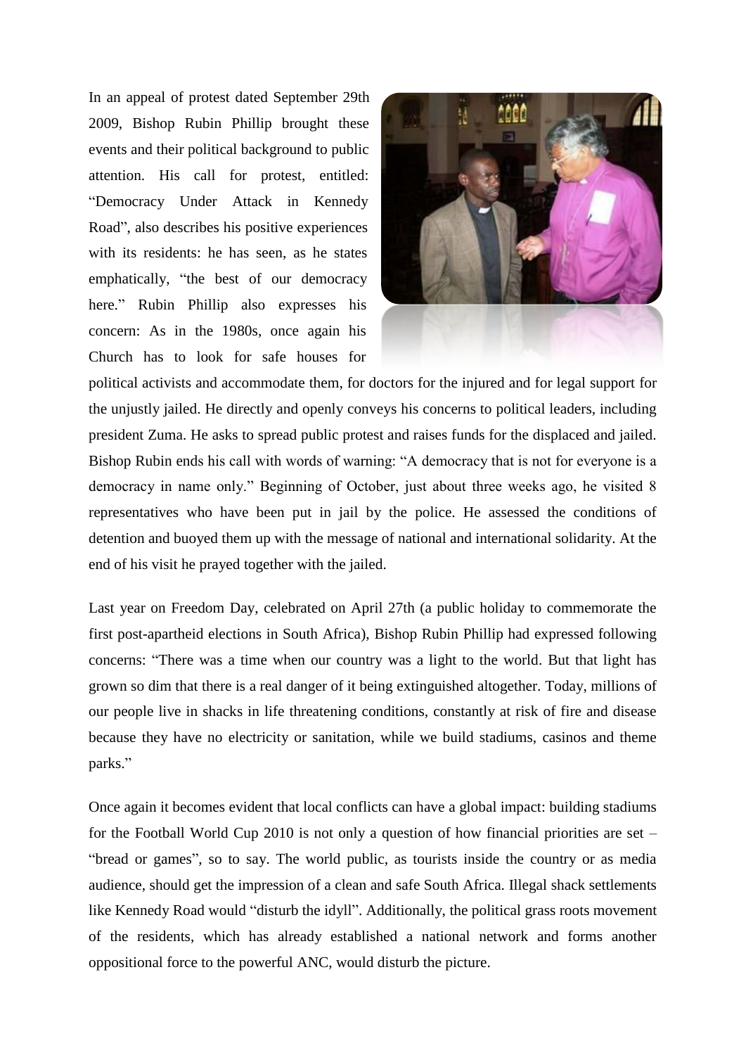In an appeal of protest dated September 29th 2009, Bishop Rubin Phillip brought these events and their political background to public attention. His call for protest, entitled: "Democracy Under Attack in Kennedy Road", also describes his positive experiences with its residents: he has seen, as he states emphatically, "the best of our democracy here." Rubin Phillip also expresses his concern: As in the 1980s, once again his Church has to look for safe houses for political activists and accommodate them, for doctors for the injured and for legal support for the unjustly jailed. He directly and openly conveys his concerns to political leaders, including president Zuma. He asks to spread public protest and raises funds for the displaced and jailed. Bishop Rubin ends his call with words of warning: "A democracy that is not for everyone is a democracy in name only." Beginning of October, just about three weeks ago, he visited 8 representatives who have been put in jail by the police. He assessed the conditions of detention and buoyed them up with the message of national and international solidarity. At the end of his visit he prayed together with the jailed.

Last year on Freedom Day, celebrated on April 27th (a public holiday to commemorate the first post-apartheid elections in South Africa), Bishop Rubin Phillip had expressed following concerns: "There was a time when our country was a light to the world. But that light has grown so dim that there is a real danger of it being extinguished altogether. Today, millions of our people live in shacks in life threatening conditions, constantly at risk of fire and disease because they have no electricity or sanitation, while we build stadiums, casinos and theme parks."

Once again it becomes evident that local conflicts can have a global impact: building stadiums for the Football World Cup 2010 is not only a question of how financial priorities are set – "bread or games", so to say. The world public, as tourists inside the country or as media audience, should get the impression of a clean and safe South Africa. Illegal shack settlements like Kennedy Road would "disturb the idyll". Additionally, the political grass roots movement of the residents, which has already established a national network and forms another oppositional force to the powerful ANC, would disturb the picture.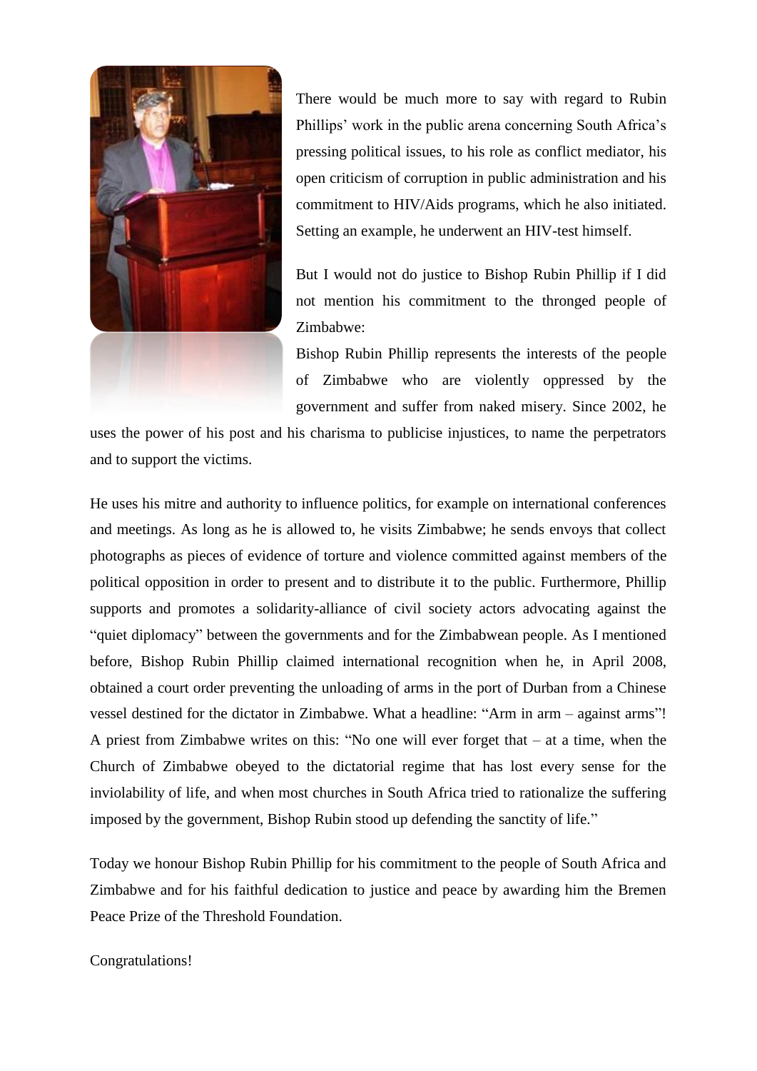There would be much more to say with regard to Rubin Phillips' work in the public arena concerning South Africa's pressing political issues, to his role as conflict mediator, his open criticism of corruption in public administration and his commitment to HIV/Aids programs, which he also initiated. Setting an example, he underwent an HIV-test himself.

But I would not do justice to Bishop Rubin Phillip if I did not mention his commitment to the thronged people of Zimbabwe:

Bishop Rubin Phillip represents the interests of the people of Zimbabwe who are violently oppressed by the government and suffer from naked misery. Since 2002, he uses the power of his post and his charisma to publicise injustices, to name the perpetrators and to support the victims.

He uses his mitre and authority to influence politics, for example on international conferences and meetings. As long as he is allowed to, he visits Zimbabwe; he sends envoys that collect photographs as pieces of evidence of torture and violence committed against members of the political opposition in order to present and to distribute it to the public. Furthermore, Phillip supports and promotes a solidarity-alliance of civil society actors advocating against the "quiet diplomacy" between the governments and for the Zimbabwean people. As I mentioned before, Bishop Rubin Phillip claimed international recognition when he, in April 2008, obtained a court order preventing the unloading of arms in the port of Durban from a Chinese vessel destined for the dictator in Zimbabwe. What a headline: "Arm in arm – against arms"! A priest from Zimbabwe writes on this: "No one will ever forget that – at a time, when the Church of Zimbabwe obeyed to the dictatorial regime that has lost every sense for the inviolability of life, and when most churches in South Africa tried to rationalize the suffering imposed by the government, Bishop Rubin stood up defending the sanctity of life."

Today we honour Bishop Rubin Phillip for his commitment to the people of South Africa and Zimbabwe and for his faithful dedication to justice and peace by awarding him the Bremen Peace Prize of the Threshold Foundation.

Congratulations!